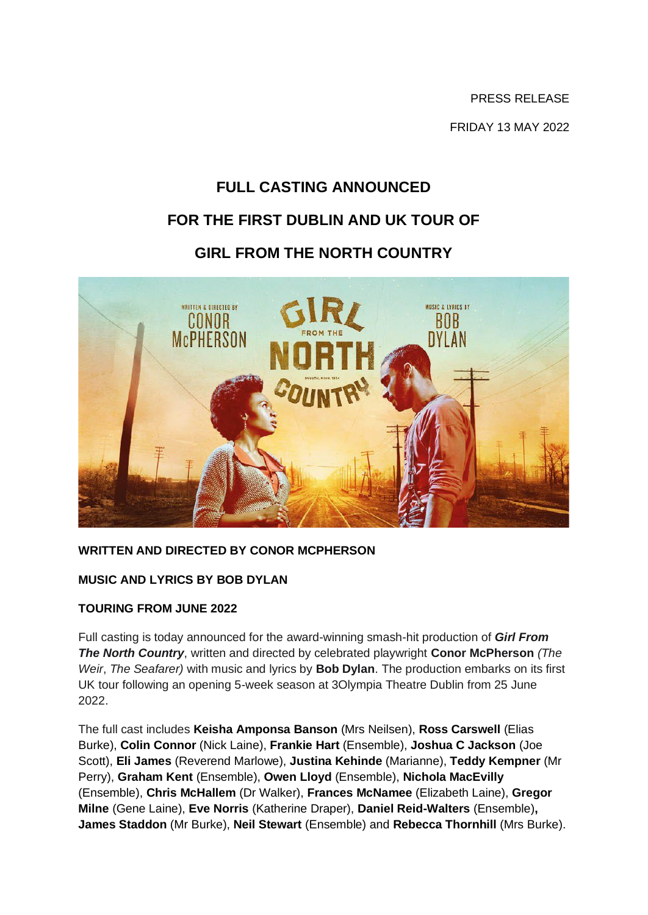PRESS RELEASE

FRIDAY 13 MAY 2022

# FULL CASTING ANNOUNCED
# FOR THE FIRST DUBLIN AND UK TOUR OF
# GIRL FROM THE NORTH COUNTRY

**WRITTEN AND DIRECTED BY CONOR MCPHERSON**

**MUSIC AND LYRICS BY BOB DYLAN**

**TOURING FROM JUNE 2022**

Full casting is today announced for the award-winning smash-hit production of ***Girl From The North Country***, written and directed by celebrated playwright **Conor McPherson** *(The Weir*, *The Seafarer)* with music and lyrics by **Bob Dylan**. The production embarks on its first UK tour following an opening 5-week season at 3Olympia Theatre Dublin from 25 June 2022.

The full cast includes **Keisha Amponsa Banson** (Mrs Neilsen), **Ross Carswell** (Elias Burke), **Colin Connor** (Nick Laine), **Frankie Hart** (Ensemble), **Joshua C Jackson** (Joe Scott), **Eli James** (Reverend Marlowe), **Justina Kehinde** (Marianne), **Teddy Kempner** (Mr Perry), **Graham Kent** (Ensemble), **Owen Lloyd** (Ensemble), **Nichola MacEvilly** (Ensemble), **Chris McHallem** (Dr Walker), **Frances McNamee** (Elizabeth Laine), **Gregor Milne** (Gene Laine), **Eve Norris** (Katherine Draper), **Daniel Reid-Walters** (Ensemble)**,** **James Staddon** (Mr Burke), **Neil Stewart** (Ensemble) and **Rebecca Thornhill** (Mrs Burke).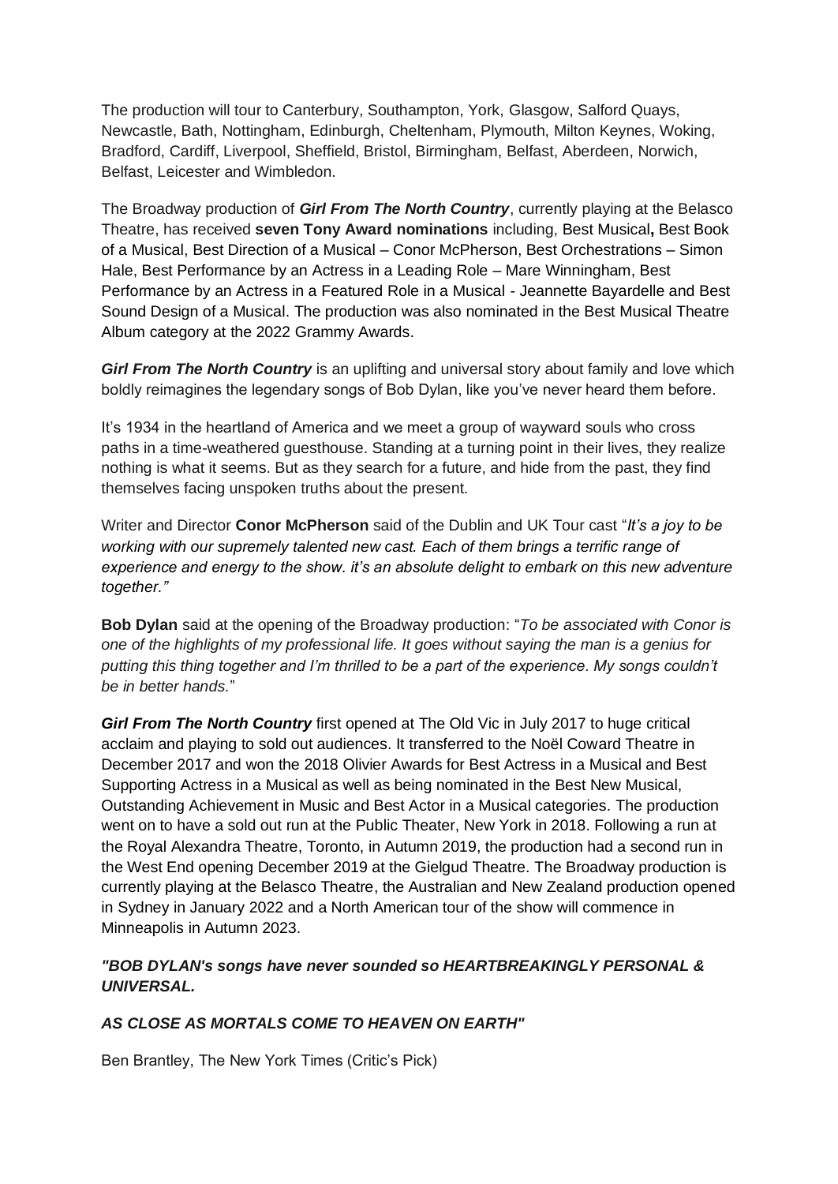The production will tour to Canterbury, Southampton, York, Glasgow, Salford Quays, Newcastle, Bath, Nottingham, Edinburgh, Cheltenham, Plymouth, Milton Keynes, Woking, Bradford, Cardiff, Liverpool, Sheffield, Bristol, Birmingham, Belfast, Aberdeen, Norwich, Belfast, Leicester and Wimbledon.

The Broadway production of ***Girl From The North Country***, currently playing at the Belasco Theatre, has received **seven Tony Award nominations** including, Best Musical**,** Best Book of a Musical, Best Direction of a Musical – Conor McPherson, Best Orchestrations – Simon Hale, Best Performance by an Actress in a Leading Role – Mare Winningham, Best Performance by an Actress in a Featured Role in a Musical - Jeannette Bayardelle and Best Sound Design of a Musical. The production was also nominated in the Best Musical Theatre Album category at the 2022 Grammy Awards.

***Girl From The North Country*** is an uplifting and universal story about family and love which boldly reimagines the legendary songs of Bob Dylan, like you've never heard them before.

It's 1934 in the heartland of America and we meet a group of wayward souls who cross paths in a time-weathered guesthouse. Standing at a turning point in their lives, they realize nothing is what it seems. But as they search for a future, and hide from the past, they find themselves facing unspoken truths about the present.

Writer and Director **Conor McPherson** said of the Dublin and UK Tour cast "*It's a joy to be working with our supremely talented new cast. Each of them brings a terrific range of experience and energy to the show. it's an absolute delight to embark on this new adventure together."*

**Bob Dylan** said at the opening of the Broadway production: "*To be associated with Conor is one of the highlights of my professional life. It goes without saying the man is a genius for putting this thing together and I'm thrilled to be a part of the experience. My songs couldn't be in better hands.*"

***Girl From The North Country*** first opened at The Old Vic in July 2017 to huge critical acclaim and playing to sold out audiences. It transferred to the Noël Coward Theatre in December 2017 and won the 2018 Olivier Awards for Best Actress in a Musical and Best Supporting Actress in a Musical as well as being nominated in the Best New Musical, Outstanding Achievement in Music and Best Actor in a Musical categories. The production went on to have a sold out run at the Public Theater, New York in 2018. Following a run at the Royal Alexandra Theatre, Toronto, in Autumn 2019, the production had a second run in the West End opening December 2019 at the Gielgud Theatre. The Broadway production is currently playing at the Belasco Theatre, the Australian and New Zealand production opened in Sydney in January 2022 and a North American tour of the show will commence in Minneapolis in Autumn 2023.

***"BOB DYLAN's songs have never sounded so HEARTBREAKINGLY PERSONAL & UNIVERSAL.***

***AS CLOSE AS MORTALS COME TO HEAVEN ON EARTH"***

Ben Brantley, The New York Times (Critic's Pick)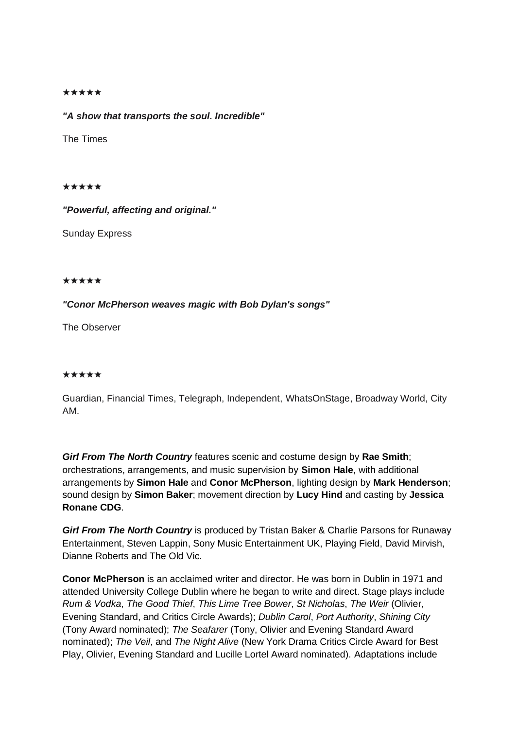★★★★★

***"A show that transports the soul. Incredible"***

The Times

★★★★★

***"Powerful, affecting and original."***

Sunday Express

★★★★★

***"Conor McPherson weaves magic with Bob Dylan's songs"***

The Observer

★★★★★

Guardian, Financial Times, Telegraph, Independent, WhatsOnStage, Broadway World, City AM.

***Girl From The North Country*** features scenic and costume design by **Rae Smith**; orchestrations, arrangements, and music supervision by **Simon Hale**, with additional arrangements by **Simon Hale** and **Conor McPherson**, lighting design by **Mark Henderson**; sound design by **Simon Baker**; movement direction by **Lucy Hind** and casting by **Jessica Ronane CDG**.

***Girl From The North Country*** is produced by Tristan Baker & Charlie Parsons for Runaway Entertainment, Steven Lappin, Sony Music Entertainment UK, Playing Field, David Mirvish, Dianne Roberts and The Old Vic.

**Conor McPherson** is an acclaimed writer and director. He was born in Dublin in 1971 and attended University College Dublin where he began to write and direct. Stage plays include *Rum & Vodka*, *The Good Thief*, *This Lime Tree Bower*, *St Nicholas*, *The Weir* (Olivier, Evening Standard, and Critics Circle Awards); *Dublin Carol*, *Port Authority*, *Shining City* (Tony Award nominated); *The Seafarer* (Tony, Olivier and Evening Standard Award nominated); *The Veil*, and *The Night Alive* (New York Drama Critics Circle Award for Best Play, Olivier, Evening Standard and Lucille Lortel Award nominated). Adaptations include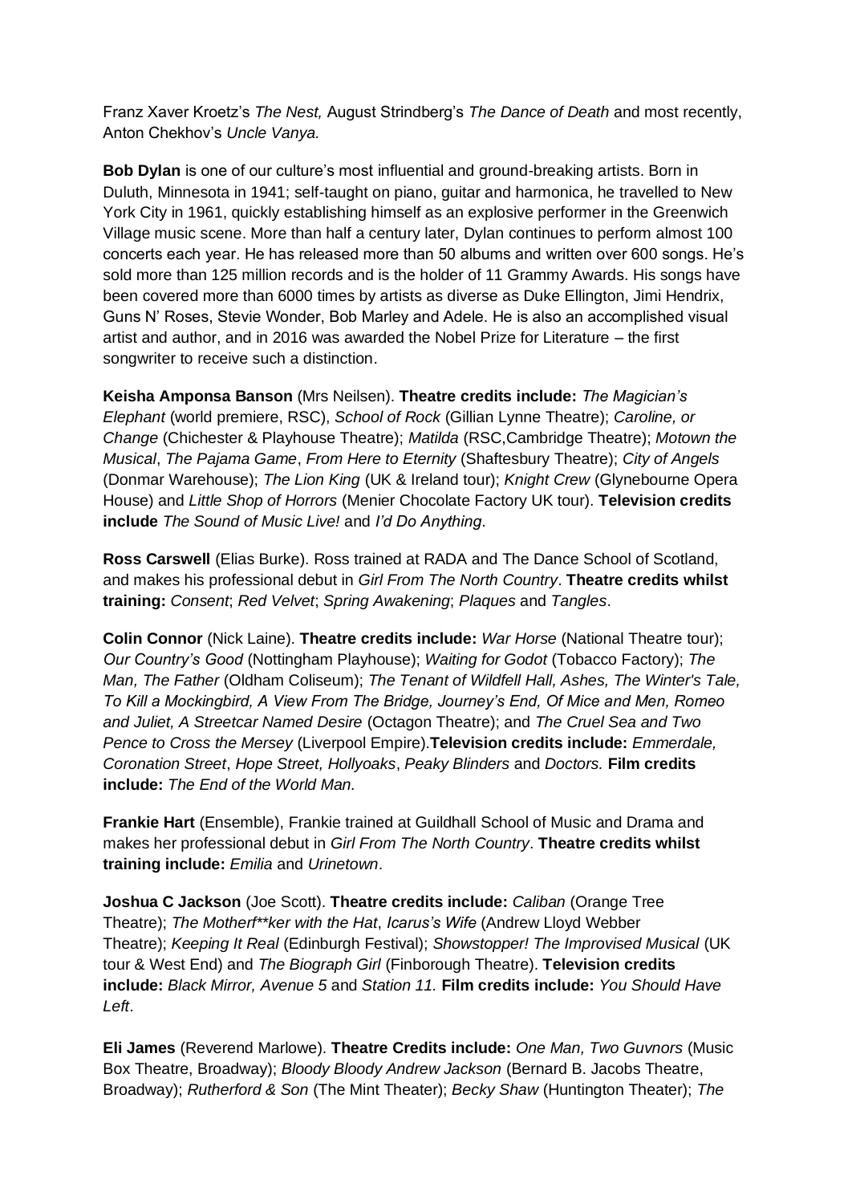Franz Xaver Kroetz's *The Nest,* August Strindberg's *The Dance of Death* and most recently, Anton Chekhov's *Uncle Vanya.*

**Bob Dylan** is one of our culture's most influential and ground-breaking artists. Born in Duluth, Minnesota in 1941; self-taught on piano, guitar and harmonica, he travelled to New York City in 1961, quickly establishing himself as an explosive performer in the Greenwich Village music scene. More than half a century later, Dylan continues to perform almost 100 concerts each year. He has released more than 50 albums and written over 600 songs. He's sold more than 125 million records and is the holder of 11 Grammy Awards. His songs have been covered more than 6000 times by artists as diverse as Duke Ellington, Jimi Hendrix, Guns N' Roses, Stevie Wonder, Bob Marley and Adele. He is also an accomplished visual artist and author, and in 2016 was awarded the Nobel Prize for Literature – the first songwriter to receive such a distinction.

**Keisha Amponsa Banson** (Mrs Neilsen). **Theatre credits include:** *The Magician's Elephant* (world premiere, RSC), *School of Rock* (Gillian Lynne Theatre); *Caroline, or Change* (Chichester & Playhouse Theatre); *Matilda* (RSC,Cambridge Theatre); *Motown the Musical*, *The Pajama Game*, *From Here to Eternity* (Shaftesbury Theatre); *City of Angels* (Donmar Warehouse); *The Lion King* (UK & Ireland tour); *Knight Crew* (Glynebourne Opera House) and *Little Shop of Horrors* (Menier Chocolate Factory UK tour). **Television credits include** *The Sound of Music Live!* and *I'd Do Anything*.

**Ross Carswell** (Elias Burke). Ross trained at RADA and The Dance School of Scotland, and makes his professional debut in *Girl From The North Country*. **Theatre credits whilst training:** *Consent*; *Red Velvet*; *Spring Awakening*; *Plaques* and *Tangles*.

**Colin Connor** (Nick Laine). **Theatre credits include:** *War Horse* (National Theatre tour); *Our Country's Good* (Nottingham Playhouse); *Waiting for Godot* (Tobacco Factory); *The Man, The Father* (Oldham Coliseum); *The Tenant of Wildfell Hall, Ashes, The Winter's Tale, To Kill a Mockingbird, A View From The Bridge, Journey's End, Of Mice and Men, Romeo and Juliet, A Streetcar Named Desire* (Octagon Theatre); and *The Cruel Sea and Two Pence to Cross the Mersey* (Liverpool Empire).**Television credits include:** *Emmerdale, Coronation Street*, *Hope Street, Hollyoaks*, *Peaky Blinders* and *Doctors.* **Film credits include:** *The End of the World Man.*

**Frankie Hart** (Ensemble), Frankie trained at Guildhall School of Music and Drama and makes her professional debut in *Girl From The North Country*. **Theatre credits whilst training include:** *Emilia* and *Urinetown*.

**Joshua C Jackson** (Joe Scott). **Theatre credits include:** *Caliban* (Orange Tree Theatre); *The Motherf**ker with the Hat*, *Icarus's Wife* (Andrew Lloyd Webber Theatre); *Keeping It Real* (Edinburgh Festival); *Showstopper! The Improvised Musical* (UK tour & West End) and *The Biograph Girl* (Finborough Theatre). **Television credits include:** *Black Mirror, Avenue 5* and *Station 11.* **Film credits include:** *You Should Have Left*.

**Eli James** (Reverend Marlowe). **Theatre Credits include:** *One Man, Two Guvnors* (Music Box Theatre, Broadway); *Bloody Bloody Andrew Jackson* (Bernard B. Jacobs Theatre, Broadway); *Rutherford & Son* (The Mint Theater); *Becky Shaw* (Huntington Theater); *The*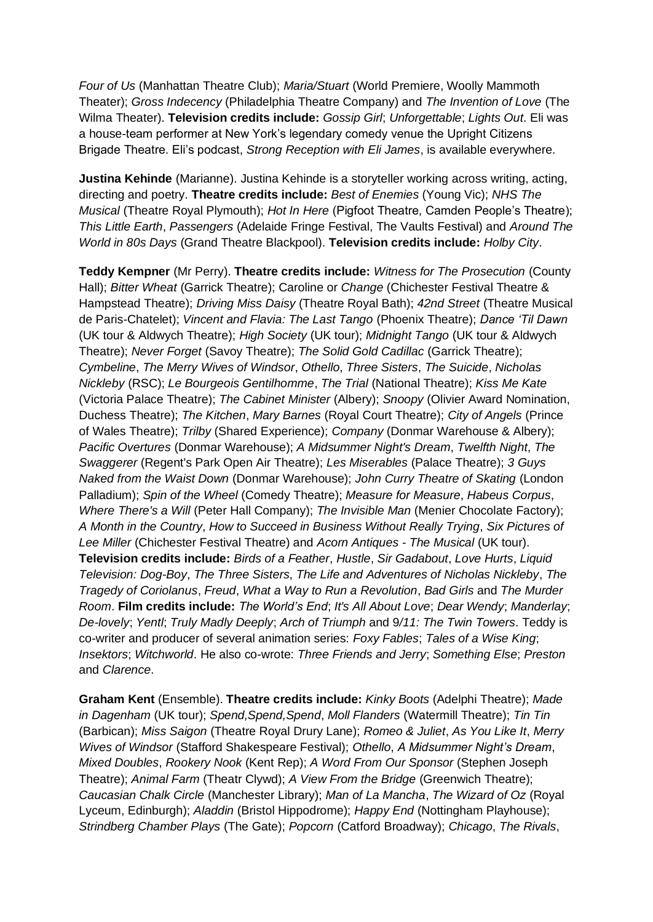*Four of Us* (Manhattan Theatre Club); *Maria/Stuart* (World Premiere, Woolly Mammoth Theater); *Gross Indecency* (Philadelphia Theatre Company) and *The Invention of Love* (The Wilma Theater). **Television credits include:** *Gossip Girl*; *Unforgettable*; *Lights Out*. Eli was a house-team performer at New York's legendary comedy venue the Upright Citizens Brigade Theatre. Eli's podcast, *Strong Reception with Eli James*, is available everywhere.

**Justina Kehinde** (Marianne). Justina Kehinde is a storyteller working across writing, acting, directing and poetry. **Theatre credits include:** *Best of Enemies* (Young Vic); *NHS The Musical* (Theatre Royal Plymouth); *Hot In Here* (Pigfoot Theatre, Camden People's Theatre); *This Little Earth*, *Passengers* (Adelaide Fringe Festival, The Vaults Festival) and *Around The World in 80s Days* (Grand Theatre Blackpool). **Television credits include:** *Holby City*.

**Teddy Kempner** (Mr Perry). **Theatre credits include:** *Witness for The Prosecution* (County Hall); *Bitter Wheat* (Garrick Theatre); Caroline or *Change* (Chichester Festival Theatre & Hampstead Theatre); *Driving Miss Daisy* (Theatre Royal Bath); *42nd Street* (Theatre Musical de Paris-Chatelet); *Vincent and Flavia: The Last Tango* (Phoenix Theatre); *Dance 'Til Dawn* (UK tour & Aldwych Theatre); *High Society* (UK tour); *Midnight Tango* (UK tour & Aldwych Theatre); *Never Forget* (Savoy Theatre); *The Solid Gold Cadillac* (Garrick Theatre); *Cymbeline*, *The Merry Wives of Windsor*, *Othello*, *Three Sisters*, *The Suicide*, *Nicholas Nickleby* (RSC); *Le Bourgeois Gentilhomme*, *The Trial* (National Theatre); *Kiss Me Kate* (Victoria Palace Theatre); *The Cabinet Minister* (Albery); *Snoopy* (Olivier Award Nomination, Duchess Theatre); *The Kitchen*, *Mary Barnes* (Royal Court Theatre); *City of Angels* (Prince of Wales Theatre); *Trilby* (Shared Experience); *Company* (Donmar Warehouse & Albery); *Pacific Overtures* (Donmar Warehouse); *A Midsummer Night's Dream*, *Twelfth Night*, *The Swaggerer* (Regent's Park Open Air Theatre); *Les Miserables* (Palace Theatre); *3 Guys Naked from the Waist Down* (Donmar Warehouse); *John Curry Theatre of Skating* (London Palladium); *Spin of the Wheel* (Comedy Theatre); *Measure for Measure*, *Habeus Corpus*, *Where There's a Will* (Peter Hall Company); *The Invisible Man* (Menier Chocolate Factory); *A Month in the Country*, *How to Succeed in Business Without Really Trying*, *Six Pictures of Lee Miller* (Chichester Festival Theatre) and *Acorn Antiques - The Musical* (UK tour). **Television credits include:** *Birds of a Feather*, *Hustle*, *Sir Gadabout*, *Love Hurts*, *Liquid Television: Dog-Boy*, *The Three Sisters*, *The Life and Adventures of Nicholas Nickleby*, *The Tragedy of Coriolanus*, *Freud*, *What a Way to Run a Revolution*, *Bad Girls* and *The Murder Room*. **Film credits include:** *The World's End*; *It's All About Love*; *Dear Wendy*; *Manderlay*; *De-lovely*; *Yentl*; *Truly Madly Deeply*; *Arch of Triumph* and *9/11: The Twin Towers*. Teddy is co-writer and producer of several animation series: *Foxy Fables*; *Tales of a Wise King*; *Insektors*; *Witchworld*. He also co-wrote: *Three Friends and Jerry*; *Something Else*; *Preston* and *Clarence*.

**Graham Kent** (Ensemble). **Theatre credits include:** *Kinky Boots* (Adelphi Theatre); *Made in Dagenham* (UK tour); *Spend,Spend,Spend*, *Moll Flanders* (Watermill Theatre); *Tin Tin* (Barbican); *Miss Saigon* (Theatre Royal Drury Lane); *Romeo & Juliet*, *As You Like It*, *Merry Wives of Windsor* (Stafford Shakespeare Festival); *Othello*, *A Midsummer Night's Dream*, *Mixed Doubles*, *Rookery Nook* (Kent Rep); *A Word From Our Sponsor* (Stephen Joseph Theatre); *Animal Farm* (Theatr Clywd); *A View From the Bridge* (Greenwich Theatre); *Caucasian Chalk Circle* (Manchester Library); *Man of La Mancha*, *The Wizard of Oz* (Royal Lyceum, Edinburgh); *Aladdin* (Bristol Hippodrome); *Happy End* (Nottingham Playhouse); *Strindberg Chamber Plays* (The Gate); *Popcorn* (Catford Broadway); *Chicago*, *The Rivals*,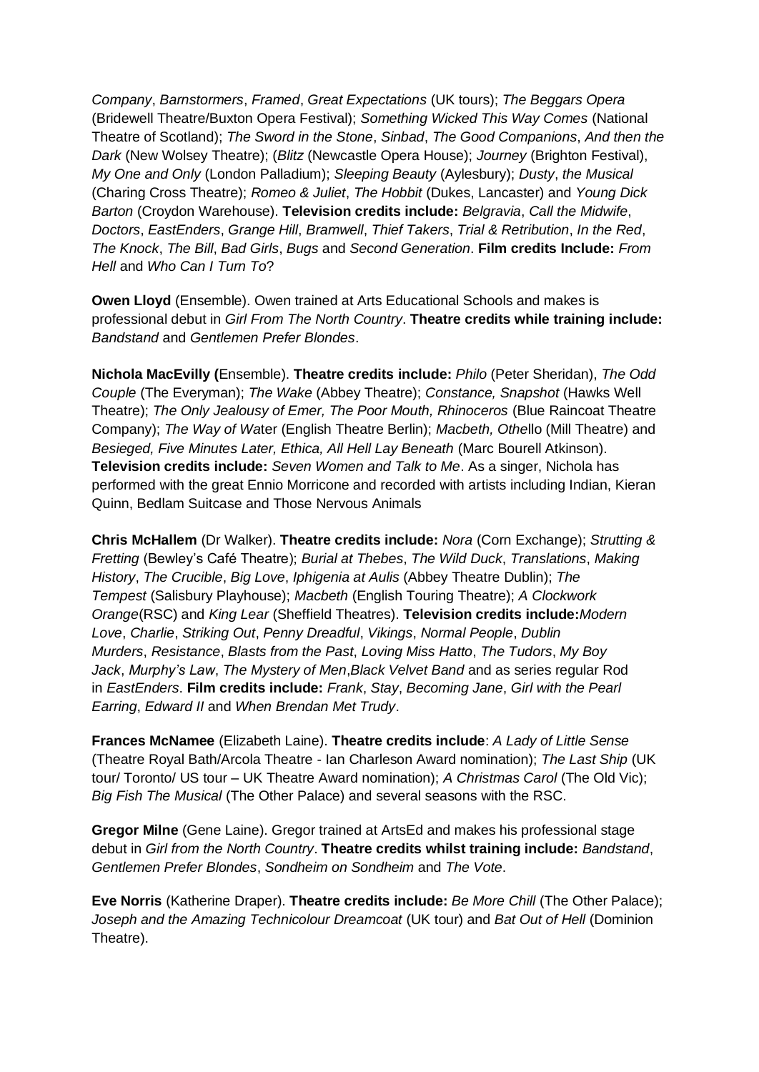*Company*, *Barnstormers*, *Framed*, *Great Expectations* (UK tours); *The Beggars Opera* (Bridewell Theatre/Buxton Opera Festival); *Something Wicked This Way Comes* (National Theatre of Scotland); *The Sword in the Stone*, *Sinbad*, *The Good Companions*, *And then the Dark* (New Wolsey Theatre); (*Blitz* (Newcastle Opera House); *Journey* (Brighton Festival), *My One and Only* (London Palladium); *Sleeping Beauty* (Aylesbury); *Dusty*, *the Musical* (Charing Cross Theatre); *Romeo & Juliet*, *The Hobbit* (Dukes, Lancaster) and *Young Dick Barton* (Croydon Warehouse). **Television credits include:** *Belgravia*, *Call the Midwife*, *Doctors*, *EastEnders*, *Grange Hill*, *Bramwell*, *Thief Takers*, *Trial & Retribution*, *In the Red*, *The Knock*, *The Bill*, *Bad Girls*, *Bugs* and *Second Generation*. **Film credits Include:** *From Hell* and *Who Can I Turn To*?

**Owen Lloyd** (Ensemble). Owen trained at Arts Educational Schools and makes is professional debut in *Girl From The North Country*. **Theatre credits while training include:** *Bandstand* and *Gentlemen Prefer Blondes*.

**Nichola MacEvilly (**Ensemble). **Theatre credits include:** *Philo* (Peter Sheridan), *The Odd Couple* (The Everyman); *The Wake* (Abbey Theatre); *Constance, Snapshot* (Hawks Well Theatre); *The Only Jealousy of Emer, The Poor Mouth, Rhinoceros* (Blue Raincoat Theatre Company); *The Way of Wa*ter (English Theatre Berlin); *Macbeth, Othe*llo (Mill Theatre) and *Besieged, Five Minutes Later, Ethica, All Hell Lay Beneath* (Marc Bourell Atkinson). **Television credits include:** *Seven Women and Talk to Me*. As a singer, Nichola has performed with the great Ennio Morricone and recorded with artists including Indian, Kieran Quinn, Bedlam Suitcase and Those Nervous Animals

**Chris McHallem** (Dr Walker). **Theatre credits include:** *Nora* (Corn Exchange); *Strutting & Fretting* (Bewley's Café Theatre); *Burial at Thebes*, *The Wild Duck*, *Translations*, *Making History*, *The Crucible*, *Big Love*, *Iphigenia at Aulis* (Abbey Theatre Dublin); *The Tempest* (Salisbury Playhouse); *Macbeth* (English Touring Theatre); *A Clockwork Orange*(RSC) and *King Lear* (Sheffield Theatres). **Television credits include:***Modern Love*, *Charlie*, *Striking Out*, *Penny Dreadful*, *Vikings*, *Normal People*, *Dublin Murders*, *Resistance*, *Blasts from the Past*, *Loving Miss Hatto*, *The Tudors*, *My Boy Jack*, *Murphy's Law*, *The Mystery of Men*,*Black Velvet Band* and as series regular Rod in *EastEnders*. **Film credits include:** *Frank*, *Stay*, *Becoming Jane*, *Girl with the Pearl Earring*, *Edward II* and *When Brendan Met Trudy*.

**Frances McNamee** (Elizabeth Laine). **Theatre credits include**: *A Lady of Little Sense* (Theatre Royal Bath/Arcola Theatre - Ian Charleson Award nomination); *The Last Ship* (UK tour/ Toronto/ US tour – UK Theatre Award nomination); *A Christmas Carol* (The Old Vic); *Big Fish The Musical* (The Other Palace) and several seasons with the RSC.

**Gregor Milne** (Gene Laine). Gregor trained at ArtsEd and makes his professional stage debut in *Girl from the North Country*. **Theatre credits whilst training include:** *Bandstand*, *Gentlemen Prefer Blondes*, *Sondheim on Sondheim* and *The Vote*.

**Eve Norris** (Katherine Draper). **Theatre credits include:** *Be More Chill* (The Other Palace); *Joseph and the Amazing Technicolour Dreamcoat* (UK tour) and *Bat Out of Hell* (Dominion Theatre).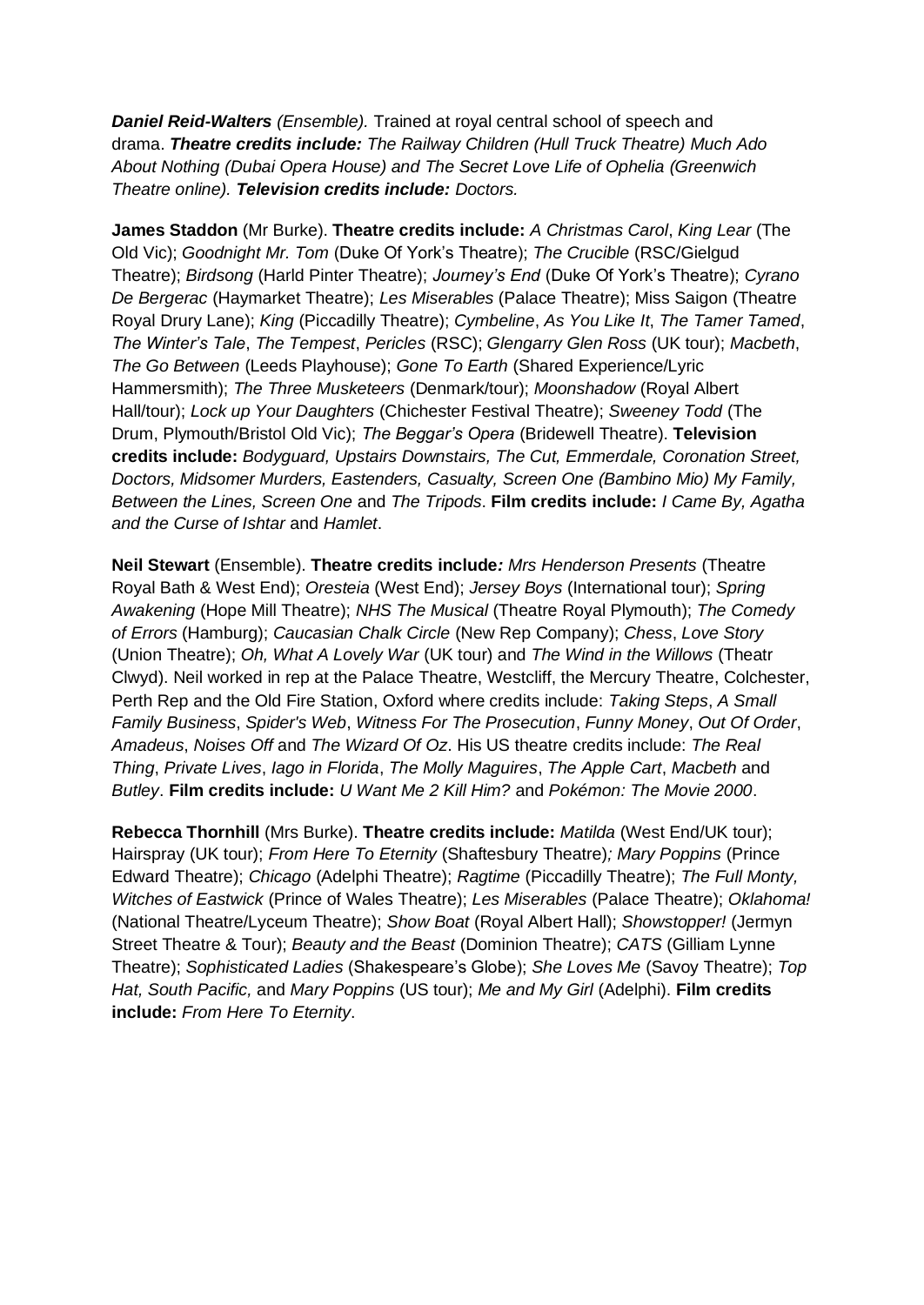***Daniel Reid-Walters*** *(Ensemble).* Trained at royal central school of speech and drama. ***Theatre credits include:*** *The Railway Children (Hull Truck Theatre) Much Ado About Nothing (Dubai Opera House) and The Secret Love Life of Ophelia (Greenwich Theatre online).* ***Television credits include:*** *Doctors.*

**James Staddon** (Mr Burke). **Theatre credits include:** *A Christmas Carol*, *King Lear* (The Old Vic); *Goodnight Mr. Tom* (Duke Of York's Theatre); *The Crucible* (RSC/Gielgud Theatre); *Birdsong* (Harld Pinter Theatre); *Journey's End* (Duke Of York's Theatre); *Cyrano De Bergerac* (Haymarket Theatre); *Les Miserables* (Palace Theatre); Miss Saigon (Theatre Royal Drury Lane); *King* (Piccadilly Theatre); *Cymbeline*, *As You Like It*, *The Tamer Tamed*, *The Winter's Tale*, *The Tempest*, *Pericles* (RSC); *Glengarry Glen Ross* (UK tour); *Macbeth*, *The Go Between* (Leeds Playhouse); *Gone To Earth* (Shared Experience/Lyric Hammersmith); *The Three Musketeers* (Denmark/tour); *Moonshadow* (Royal Albert Hall/tour); *Lock up Your Daughters* (Chichester Festival Theatre); *Sweeney Todd* (The Drum, Plymouth/Bristol Old Vic); *The Beggar's Opera* (Bridewell Theatre). **Television credits include:** *Bodyguard, Upstairs Downstairs, The Cut, Emmerdale, Coronation Street, Doctors, Midsomer Murders, Eastenders, Casualty, Screen One (Bambino Mio) My Family, Between the Lines, Screen One* and *The Tripods*. **Film credits include:** *I Came By, Agatha and the Curse of Ishtar* and *Hamlet*.

**Neil Stewart** (Ensemble). **Theatre credits include***:* *Mrs Henderson Presents* (Theatre Royal Bath & West End); *Oresteia* (West End); *Jersey Boys* (International tour); *Spring Awakening* (Hope Mill Theatre); *NHS The Musical* (Theatre Royal Plymouth); *The Comedy of Errors* (Hamburg); *Caucasian Chalk Circle* (New Rep Company); *Chess*, *Love Story* (Union Theatre); *Oh, What A Lovely War* (UK tour) and *The Wind in the Willows* (Theatr Clwyd). Neil worked in rep at the Palace Theatre, Westcliff, the Mercury Theatre, Colchester, Perth Rep and the Old Fire Station, Oxford where credits include: *Taking Steps*, *A Small Family Business*, *Spider's Web*, *Witness For The Prosecution*, *Funny Money*, *Out Of Order*, *Amadeus*, *Noises Off* and *The Wizard Of Oz*. His US theatre credits include: *The Real Thing*, *Private Lives*, *Iago in Florida*, *The Molly Maguires*, *The Apple Cart*, *Macbeth* and *Butley*. **Film credits include:** *U Want Me 2 Kill Him?* and *Pokémon: The Movie 2000*.

**Rebecca Thornhill** (Mrs Burke). **Theatre credits include:** *Matilda* (West End/UK tour); Hairspray (UK tour); *From Here To Eternity* (Shaftesbury Theatre)*; Mary Poppins* (Prince Edward Theatre); *Chicago* (Adelphi Theatre); *Ragtime* (Piccadilly Theatre); *The Full Monty, Witches of Eastwick* (Prince of Wales Theatre); *Les Miserables* (Palace Theatre); *Oklahoma!* (National Theatre/Lyceum Theatre); *Show Boat* (Royal Albert Hall); *Showstopper!* (Jermyn Street Theatre & Tour); *Beauty and the Beast* (Dominion Theatre); *CATS* (Gilliam Lynne Theatre); *Sophisticated Ladies* (Shakespeare's Globe); *She Loves Me* (Savoy Theatre); *Top Hat, South Pacific,* and *Mary Poppins* (US tour); *Me and My Girl* (Adelphi). **Film credits include:** *From Here To Eternity*.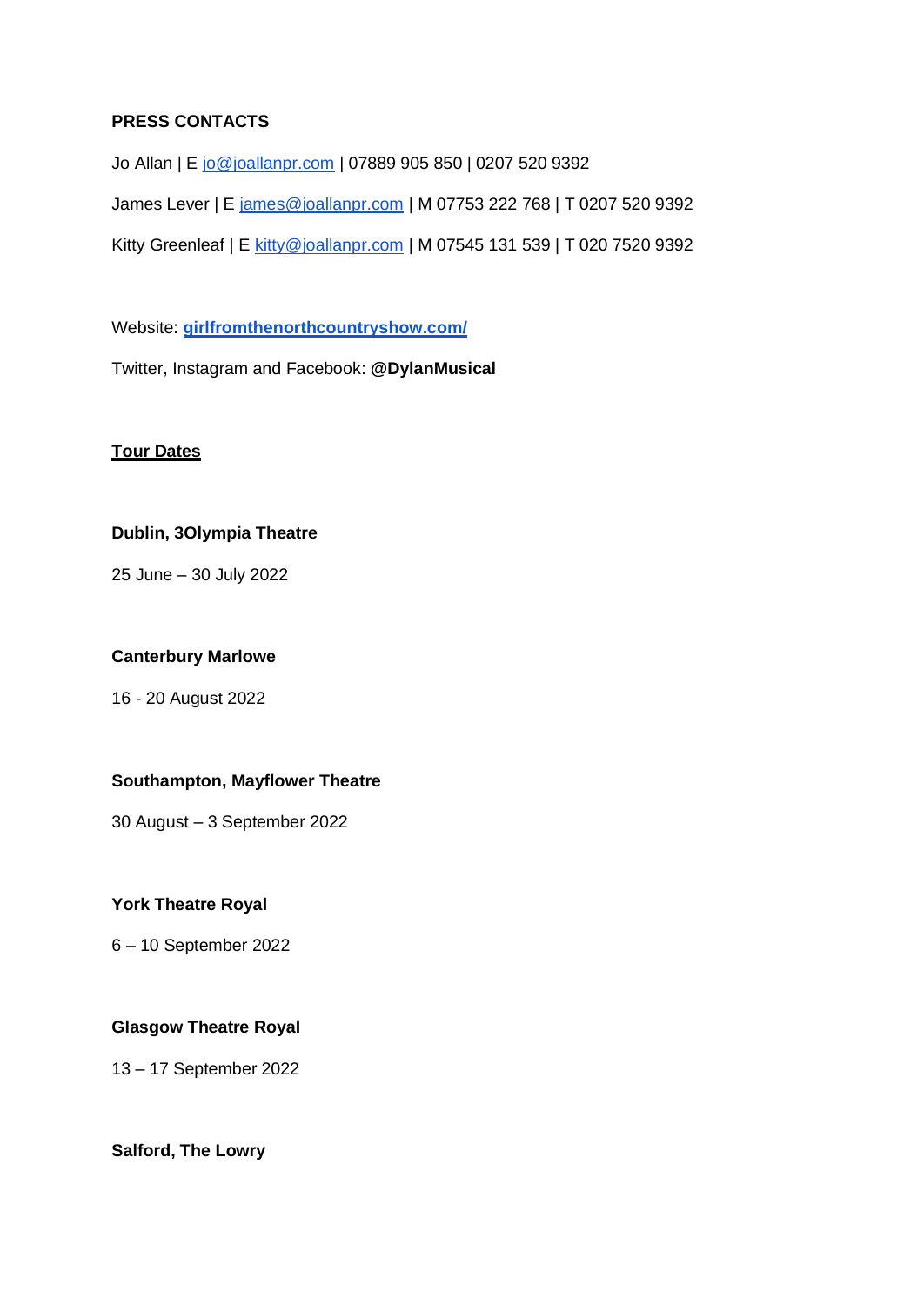**PRESS CONTACTS**

Jo Allan | E [jo@joallanpr.com](mailto:jo@joallanpr.com) | 07889 905 850 | 0207 520 9392

James Lever | E [james@joallanpr.com](mailto:james@joallanpr.com) | M 07753 222 768 | T 0207 520 9392

Kitty Greenleaf | E [kitty@joallanpr.com](mailto:kitty@joallanpr.com) | M 07545 131 539 | T 020 7520 9392

Website: **girlfromthenorthcountryshow.com/**

Twitter, Instagram and Facebook: **@DylanMusical**

## Tour Dates

**Dublin, 3Olympia Theatre**

25 June – 30 July 2022

**Canterbury Marlowe**

16 - 20 August 2022

**Southampton, Mayflower Theatre**

30 August – 3 September 2022

**York Theatre Royal**

6 – 10 September 2022

**Glasgow Theatre Royal**

13 – 17 September 2022

**Salford, The Lowry**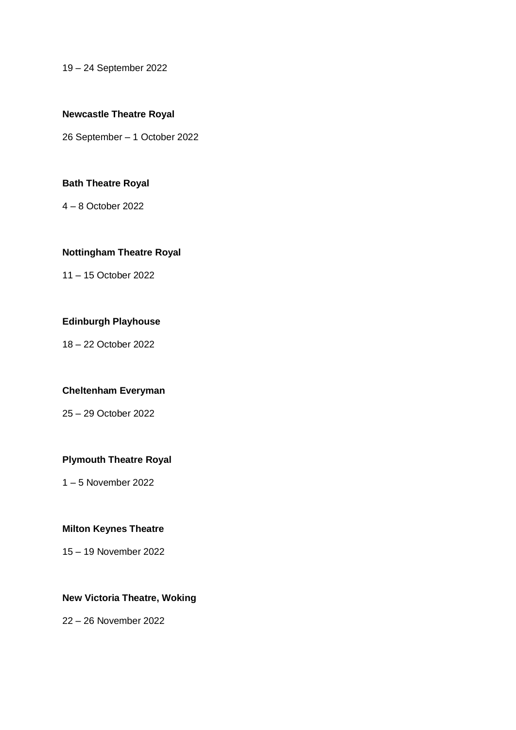19 – 24 September 2022

**Newcastle Theatre Royal**

26 September – 1 October 2022

**Bath Theatre Royal**

4 – 8 October 2022

**Nottingham Theatre Royal**

11 – 15 October 2022

**Edinburgh Playhouse**

18 – 22 October 2022

**Cheltenham Everyman**

25 – 29 October 2022

**Plymouth Theatre Royal**

1 – 5 November 2022

**Milton Keynes Theatre**

15 – 19 November 2022

**New Victoria Theatre, Woking**

22 – 26 November 2022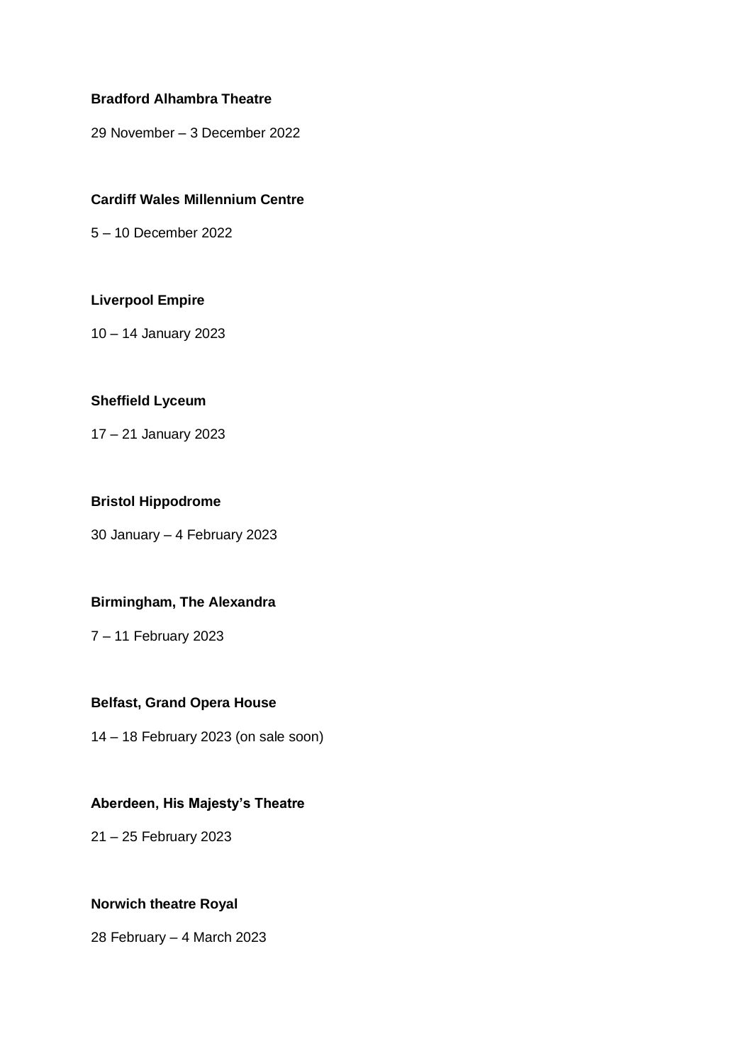**Bradford Alhambra Theatre**

29 November – 3 December 2022

**Cardiff Wales Millennium Centre**

5 – 10 December 2022

**Liverpool Empire**

10 – 14 January 2023

**Sheffield Lyceum**

17 – 21 January 2023

**Bristol Hippodrome**

30 January – 4 February 2023

**Birmingham, The Alexandra**

7 – 11 February 2023

**Belfast, Grand Opera House**

14 – 18 February 2023 (on sale soon)

**Aberdeen, His Majesty's Theatre**

21 – 25 February 2023

**Norwich theatre Royal**

28 February – 4 March 2023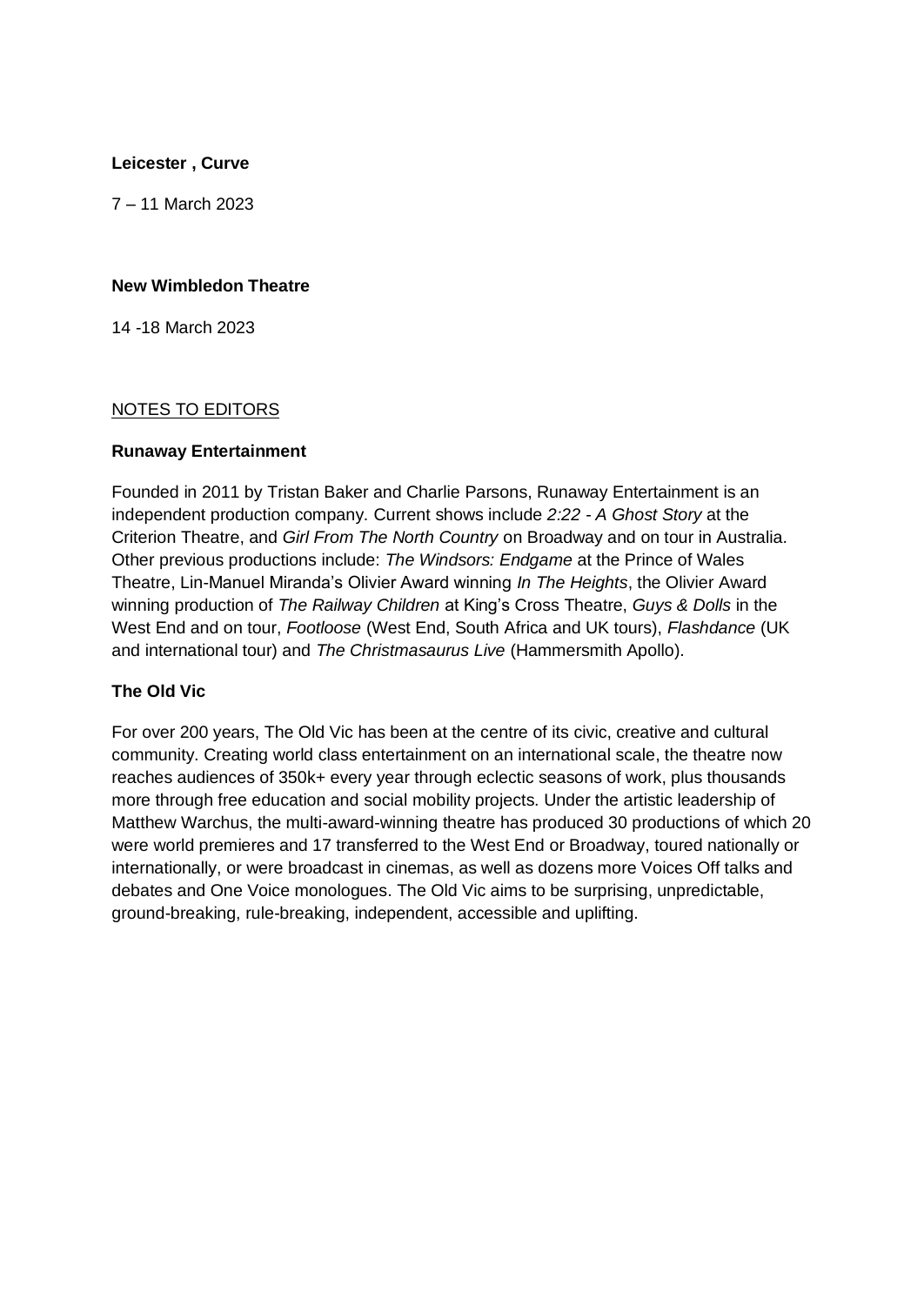**Leicester , Curve**

7 – 11 March 2023

**New Wimbledon Theatre**

14 -18 March 2023

<u>NOTES TO EDITORS</u>

**Runaway Entertainment**

Founded in 2011 by Tristan Baker and Charlie Parsons, Runaway Entertainment is an independent production company. Current shows include *2:22 - A Ghost Story* at the Criterion Theatre, and *Girl From The North Country* on Broadway and on tour in Australia. Other previous productions include: *The Windsors: Endgame* at the Prince of Wales Theatre, Lin-Manuel Miranda's Olivier Award winning *In The Heights*, the Olivier Award winning production of *The Railway Children* at King's Cross Theatre, *Guys & Dolls* in the West End and on tour, *Footloose* (West End, South Africa and UK tours), *Flashdance* (UK and international tour) and *The Christmasaurus Live* (Hammersmith Apollo).

**The Old Vic**

For over 200 years, The Old Vic has been at the centre of its civic, creative and cultural community. Creating world class entertainment on an international scale, the theatre now reaches audiences of 350k+ every year through eclectic seasons of work, plus thousands more through free education and social mobility projects. Under the artistic leadership of Matthew Warchus, the multi-award-winning theatre has produced 30 productions of which 20 were world premieres and 17 transferred to the West End or Broadway, toured nationally or internationally, or were broadcast in cinemas, as well as dozens more Voices Off talks and debates and One Voice monologues. The Old Vic aims to be surprising, unpredictable, ground-breaking, rule-breaking, independent, accessible and uplifting.